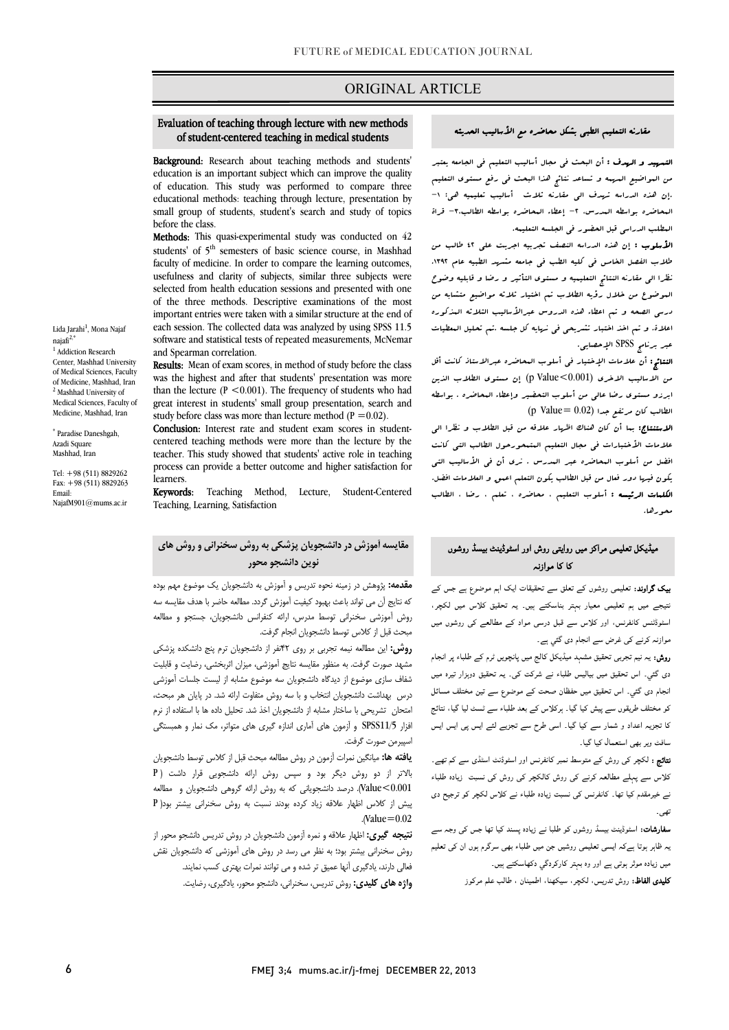# ORIGINAL ARTICLE

## Evaluation of teaching through lecture with new methods of student-centered teaching in medical students

Lida Jarahi[1], Mona Najaf najafi[2,*]

[1] Addiction Research Center, Mashhad University of Medical Sciences, Faculty of Medicine, Mashhad, Iran

[2] Mashhad University of Medical Sciences, Faculty of Medicine, Mashhad, Iran

[*] Paradise Daneshgah, Azadi Square Mashhad, Iran

Tel: +98 (511) 8829262
Fax: +98 (511) 8829263
Email: NajafM901@mums.ac.ir

**Background:** Research about teaching methods and students' education is an important subject which can improve the quality of education. This study was performed to compare three educational methods: teaching through lecture, presentation by small group of students, student's search and study of topics before the class.

**Methods:** This quasi-experimental study was conducted on 42 students' of 5[th] semesters of basic science course, in Mashhad faculty of medicine. In order to compare the learning outcomes, usefulness and clarity of subjects, similar three subjects were selected from health education sessions and presented with one of the three methods. Descriptive examinations of the most important entries were taken with a similar structure at the end of each session. The collected data was analyzed by using SPSS 11.5 software and statistical tests of repeated measurements, McNemar and Spearman correlation.

**Results:** Mean of exam scores, in method of study before the class was the highest and after that students' presentation was more than the lecture ($P < 0.001$). The frequency of students who had great interest in students' small group presentation, search and study before class was more than lecture method ($P = 0.02$).

**Conclusion:** Interest rate and student exam scores in student-centered teaching methods were more than the lecture by the teacher. This study showed that students' active role in teaching process can provide a better outcome and higher satisfaction for learners.

**Keywords:** Teaching Method, Lecture, Student-Centered Teaching, Learning, Satisfaction

## مقارنه التعليم الطبي بشكل محاضره مع الأساليب الحديثه

**التمهيد و الهدف :** أن البحث في مجال أساليب التعليم في الجامعه يعتبر من المواضيع المهمه و تساعد نتائج هذا البحث في رفع مستوى التعليم .إن هذه الدراسه تهدف الى مقارنه ثلاث أساليب تعليميه هي: ١- المحاضره بواسطه المدرس. ٢- إعطاء المحاضره بواسطه الطالب.٣- قراة الطلاب الدراسي قبل الحضور في الجلسه التعليميه.

**الأسلوب :** إن هذه الدراسه النصف تجربيه اجريت علي ٤٢ طالب من طلاب الفصل الخامس في كليه الطب في جامعه مشهد الطبيه عام ١٣٩٢. نظرا الي مقارنه النتائج التعليميه و مستوى التأثير و رضا و قابليه وضوح الموضوع من خلال رؤيه الطلاب تم اختيار ثلاثه مواضيع متشابه من درس الصحه و تم اعطاء هذه الدروس عبرالأساليب الثلاثه المذكوره اعلاه. و تم اخذ اختبار تشريحي في نهايه كل جلسه .تم تحليل المعطيات عبر برنامج SPSS الإحصايي.

**النتائج:** أن علامات الإختبار في أسلوب المحاضره عبرالاستاذ كانت أقل من الاساليب الاخرى (p Value<0.001) إن مستوى الطلاب الذين ابرزو مستوى رضا عالي من أسلوب التحضير وإعطاء المحاضره . بواسطه الطالب كان مرتفع جدا (p Value= 0.02)

**الاستنتاج:** بما أن كان هنالك اظهار علاقه من قبل الطلاب و نظرا الي علامات الأختبارات في مجال التعليم المتمحورحول الطالب التي كانت افضل من أسلوب المحاضره عبر المدرس . نرى أن في الأساليب التي يكون فيها دور فعال من قبل الطالب يكون التعلم اعمق و العلامات افضل.

**الكلمات الرئيسه :** أساليب التعليم ، محاضره ، تعلم ، رضا ، الطالب محورها.

## مقایسه آموزش در دانشجویان پزشکی به روش سخنرانی و روش های نوین دانشجو محور

**مقدمه:** پژوهش در زمینه نحوه تدریس و آموزش به دانشجویان یک موضوع مهم بوده که نتایج آن می تواند باعث بهبود کیفیت آموزش گردد. مطالعه حاضر با هدف مقایسه سه روش آموزشی سخنرانی توسط مدرس، ارائه کنفرانس دانشجویان، جستجو و مطالعه مبحث قبل از کلاس توسط دانشجویان انجام گرفت.

**روش:** این مطالعه نیمه تجربی بر روی ۴۲نفر از دانشجویان ترم پنج دانشکده پزشکی مشهد صورت گرفت. به منظور مقایسه نتایج آموزشی، میزان اثربخشی، رضایت و قابلیت شفاف سازی موضوع از دیدگاه دانشجویان سه موضوع مشابه از لیست جلسات آموزشی درس بهداشت دانشجویان انتخاب و با سه روش متفاوت ارائه شد. در پایان هر مبحث، امتحان تشریحی با ساختار مشابه از دانشجویان اخذ شد. تحلیل داده ها با استفاده از نرم افزار SPSS11/5 و آزمون های آماری اندازه گیری های متواتر، مک نمار و همبستگی اسپیرمن صورت گرفت.

**یافته ها:** میانگین نمرات آزمون در روش مطالعه مبحث قبل از کلاس توسط دانشجویان بالاتر از دو روش دیگر بود و سپس روش ارائه دانشجویی قرار داشت (P Value<0.001). درصد دانشجویانی که به روش ارائه گروهی دانشجویان و مطالعه پیش از کلاس اظهار علاقه زیاد کرده بودند نسبت به روش سخنرانی بیشتر بود(P Value=0.02).

**نتیجه گیری:** اظهار علاقه و نمره آزمون دانشجویان در روش تدریس دانشجو محور از روش سخنرانی بیشتر بود؛ به نظر می رسد در روش های آموزشی که دانشجویان نقش فعالی دارند، یادگیری آنها عمیق تر شده و می توانند نمرات بهتری کسب نمایند.

**واژه های کلیدی:** روش تدریس، سخنرانی، دانشجو محور، یادگیری، رضایت.

## میڈیکل تعلیمی مراکز میں روایتی روش اور اسٹوڈینٹ بیسڈ روشوں کا کا موازنہ

**بیک گراونڈ:** تعلیمی روشوں کے تعلق سے تحقیقات ایک اہم موضوع ہے جس کے نتیجے میں ہم تعلیمی معیار بہتر بناسکتے ہیں۔ یہ تحقیق کلاس میں لکچر، اسٹوڈنٹس کانفرنس، اور کلاس سے قبل درسی مواد کے مطالعے کی روشوں میں موازنہ کرنے کی غرض سے انجام دی گئي ہے۔

**روش:** یہ نیم تجربی تحقیق مشہد میڈیکل کالج میں پانچویں ٹرم کے طلباء پر انجام دی گئي۔ اس تحقیق میں بیالیس طلباء نے شرکت کی۔ یہ تحقیق دوہزار تیرہ میں انجام دی گئي۔ اس تحقیق میں حفظان صحت کے موضوع سے تین مختلف مسائل کو مختلف طریقوں سے پیش کیا گیا۔ ہرکلاس کے بعد طلباء سے ٹسٹ لیا گیا، نتائج کا تجزیہ اعداد و شمار سے کیا گيا۔ اسی طرح سے تجزیے لئے ایس پی ایس ایس سافٹ ویر بھی استعمال کیا گیا۔

**نتائج :** لکچر کی روش کے متوسط نمبر کانفرنس اور اسٹوڈنٹ اسٹڈی سے کم تھے۔ کلاس سے پہلے مطالعہ کرنے کی روش کالکچر کی روش کی نسبت زیادہ طلباء نے خیرمقدم کیا تھا۔ کانفرنس کی نسبت زیادہ طلباء نے کلاس لکچر کو ترجیح دی تھی۔

**سفارشات:** اسٹوڈینٹ بیسڈ روشوں کو طلبا نے زیادہ پسند کیا تھا جس کی وجہ سے یہ ظاہر ہوتا ہےکہ ایسی تعلیمی روشیں جن میں طلباء بھی سرگرم ہوں ان کی تعلیم میں زیادہ موثر ہوتی ہے اور وہ بہتر کارکردگي دکھاسکتے ہیں۔

**کلیدی الفاظ:** روش تدریس، لکچر، سیکھنا، اطمینان ، طالب علم مرکز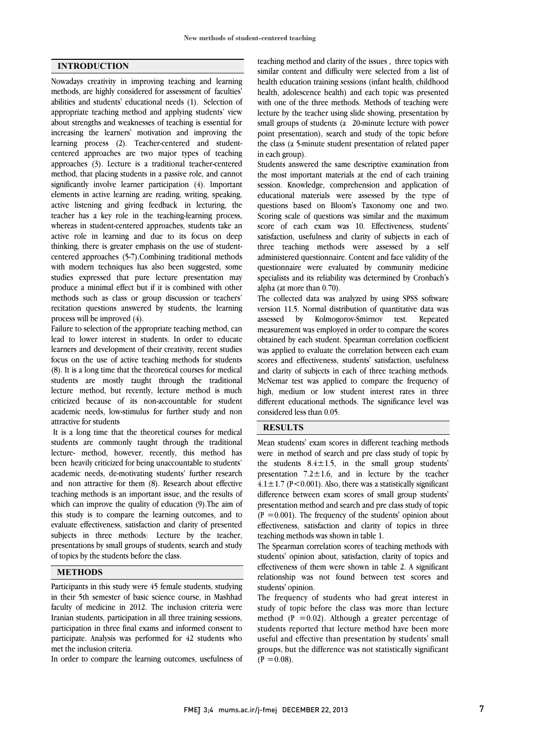## INTRODUCTION

Nowadays creativity in improving teaching and learning methods, are highly considered for assessment of faculties' abilities and students' educational needs (1). Selection of appropriate teaching method and applying students' view about strengths and weaknesses of teaching is essential for increasing the learners' motivation and improving the learning process (2). Teacher-centered and student-centered approaches are two major types of teaching approaches (3). Lecture is a traditional teacher-centered method, that placing students in a passive role, and cannot significantly involve learner participation (4). Important elements in active learning are reading, writing, speaking, active listening and giving feedback in lecturing, the teacher has a key role in the teaching-learning process, whereas in student-centered approaches, students take an active role in learning and due to its focus on deep thinking, there is greater emphasis on the use of student-centered approaches (5-7).Combining traditional methods with modern techniques has also been suggested, some studies expressed that pure lecture presentation may produce a minimal effect but if it is combined with other methods such as class or group discussion or teachers' recitation questions answered by students, the learning process will be improved (4).

Failure to selection of the appropriate teaching method, can lead to lower interest in students. In order to educate learners and development of their creativity, recent studies focus on the use of active teaching methods for students (8). It is a long time that the theoretical courses for medical students are mostly taught through the traditional lecture method, but recently, lecture method is much criticized because of its non-accountable for student academic needs, low-stimulus for further study and non attractive for students

It is a long time that the theoretical courses for medical students are commonly taught through the traditional lecture- method, however, recently, this method has been heavily criticized for being unaccountable to students' academic needs, de-motivating students' further research and non attractive for them (8). Research about effective teaching methods is an important issue, and the results of which can improve the quality of education (9).The aim of this study is to compare the learning outcomes, and to evaluate effectiveness, satisfaction and clarity of presented subjects in three methods: Lecture by the teacher, presentations by small groups of students, search and study of topics by the students before the class.

## METHODS

Participants in this study were 45 female students, studying in their 5th semester of basic science course, in Mashhad faculty of medicine in 2012. The inclusion criteria were Iranian students, participation in all three training sessions, participation in three final exams and informed consent to participate. Analysis was performed for 42 students who met the inclusion criteria.

In order to compare the learning outcomes, usefulness of teaching method and clarity of the issues , three topics with similar content and difficulty were selected from a list of health education training sessions (infant health, childhood health, adolescence health) and each topic was presented with one of the three methods. Methods of teaching were lecture by the teacher using slide showing, presentation by small groups of students (a 20-minute lecture with power point presentation), search and study of the topic before the class (a 5-minute student presentation of related paper in each group).

Students answered the same descriptive examination from the most important materials at the end of each training session. Knowledge, comprehension and application of educational materials were assessed by the type of questions based on Bloom's Taxonomy one and two. Scoring scale of questions was similar and the maximum score of each exam was 10. Effectiveness, students' satisfaction, usefulness and clarity of subjects in each of three teaching methods were assessed by a self administered questionnaire. Content and face validity of the questionnaire were evaluated by community medicine specialists and its reliability was determined by Cronbach's alpha (at more than 0.70).

The collected data was analyzed by using SPSS software version 11.5. Normal distribution of quantitative data was assessed by Kolmogorov-Smirnov test. Repeated measurement was employed in order to compare the scores obtained by each student. Spearman correlation coefficient was applied to evaluate the correlation between each exam scores and effectiveness, students' satisfaction, usefulness and clarity of subjects in each of three teaching methods. McNemar test was applied to compare the frequency of high, medium or low student interest rates in three different educational methods. The significance level was considered less than 0.05.

## RESULTS

Mean students' exam scores in different teaching methods were in method of search and pre class study of topic by the students $8.4 \pm 1.5$, in the small group students' presentation $7.2 \pm 1.6$, and in lecture by the teacher $4.1 \pm 1.7$ ($P < 0.001$). Also, there was a statistically significant difference between exam scores of small group students' presentation method and search and pre class study of topic ($P = 0.001$). The frequency of the students' opinion about effectiveness, satisfaction and clarity of topics in three teaching methods was shown in table 1.

The Spearman correlation scores of teaching methods with students' opinion about, satisfaction, clarity of topics and effectiveness of them were shown in table 2. A significant relationship was not found between test scores and students' opinion.

The frequency of students who had great interest in study of topic before the class was more than lecture method ($P = 0.02$). Although a greater percentage of students reported that lecture method have been more useful and effective than presentation by students' small groups, but the difference was not statistically significant ($P = 0.08$).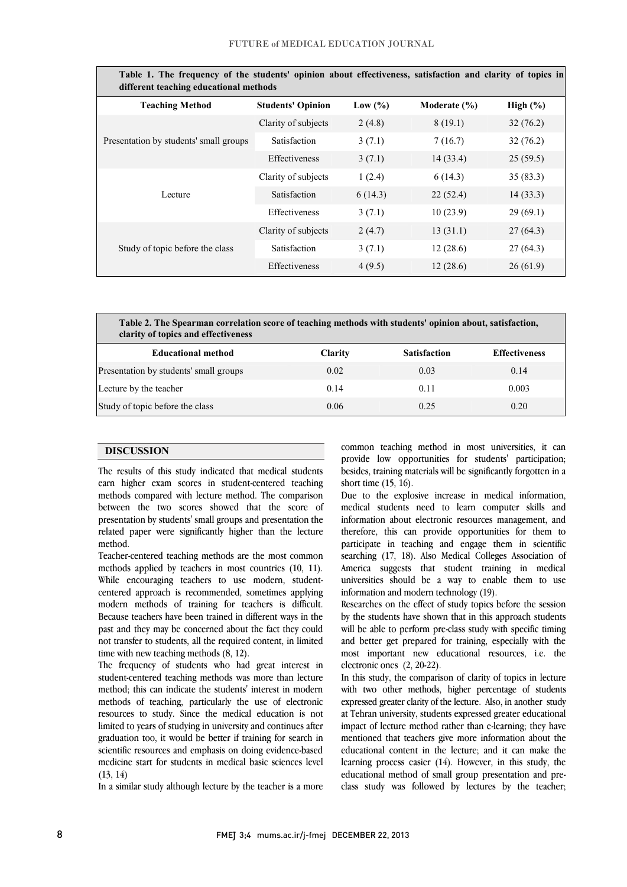**Table 1. The frequency of the students' opinion about effectiveness, satisfaction and clarity of topics in different teaching educational methods**

| Teaching Method | Students' Opinion | Low (%) | Moderate (%) | High (%) |
|---|---|---|---|---|
| Presentation by students' small groups | Clarity of subjects | 2 (4.8) | 8 (19.1) | 32 (76.2) |
| | Satisfaction | 3 (7.1) | 7 (16.7) | 32 (76.2) |
| | Effectiveness | 3 (7.1) | 14 (33.4) | 25 (59.5) |
| Lecture | Clarity of subjects | 1 (2.4) | 6 (14.3) | 35 (83.3) |
| | Satisfaction | 6 (14.3) | 22 (52.4) | 14 (33.3) |
| | Effectiveness | 3 (7.1) | 10 (23.9) | 29 (69.1) |
| Study of topic before the class | Clarity of subjects | 2 (4.7) | 13 (31.1) | 27 (64.3) |
| | Satisfaction | 3 (7.1) | 12 (28.6) | 27 (64.3) |
| | Effectiveness | 4 (9.5) | 12 (28.6) | 26 (61.9) |

**Table 2. The Spearman correlation score of teaching methods with students' opinion about, satisfaction, clarity of topics and effectiveness**

| Educational method | Clarity | Satisfaction | Effectiveness |
|---|---|---|---|
| Presentation by students' small groups | 0.02 | 0.03 | 0.14 |
| Lecture by the teacher | 0.14 | 0.11 | 0.003 |
| Study of topic before the class | 0.06 | 0.25 | 0.20 |

## DISCUSSION

The results of this study indicated that medical students earn higher exam scores in student-centered teaching methods compared with lecture method. The comparison between the two scores showed that the score of presentation by students' small groups and presentation the related paper were significantly higher than the lecture method.

Teacher-centered teaching methods are the most common methods applied by teachers in most countries (10, 11). While encouraging teachers to use modern, student-centered approach is recommended, sometimes applying modern methods of training for teachers is difficult. Because teachers have been trained in different ways in the past and they may be concerned about the fact they could not transfer to students, all the required content, in limited time with new teaching methods (8, 12).

The frequency of students who had great interest in student-centered teaching methods was more than lecture method; this can indicate the students' interest in modern methods of teaching, particularly the use of electronic resources to study. Since the medical education is not limited to years of studying in university and continues after graduation too, it would be better if training for search in scientific resources and emphasis on doing evidence-based medicine start for students in medical basic sciences level (13, 14)

In a similar study although lecture by the teacher is a more common teaching method in most universities, it can provide low opportunities for students' participation; besides, training materials will be significantly forgotten in a short time (15, 16).

Due to the explosive increase in medical information, medical students need to learn computer skills and information about electronic resources management, and therefore, this can provide opportunities for them to participate in teaching and engage them in scientific searching (17, 18). Also Medical Colleges Association of America suggests that student training in medical universities should be a way to enable them to use information and modern technology (19).

Researches on the effect of study topics before the session by the students have shown that in this approach students will be able to perform pre-class study with specific timing and better get prepared for training, especially with the most important new educational resources, i.e. the electronic ones (2, 20-22).

In this study, the comparison of clarity of topics in lecture with two other methods, higher percentage of students expressed greater clarity of the lecture. Also, in another study at Tehran university, students expressed greater educational impact of lecture method rather than e-learning; they have mentioned that teachers give more information about the educational content in the lecture; and it can make the learning process easier (14). However, in this study, the educational method of small group presentation and pre-class study was followed by lectures by the teacher;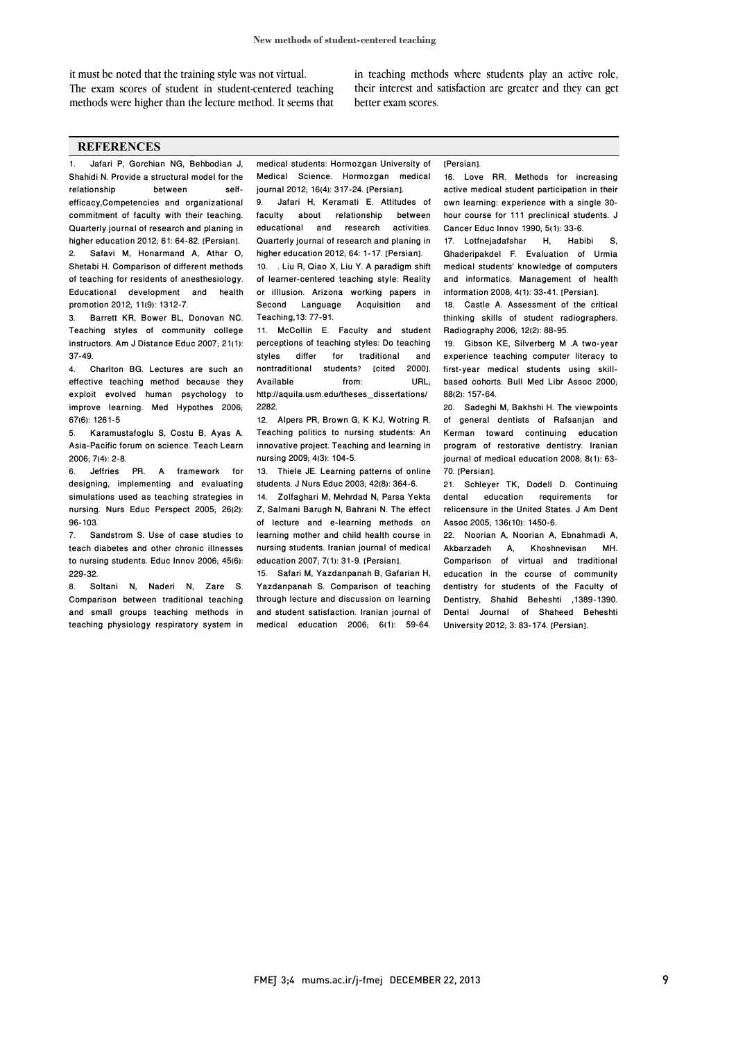it must be noted that the training style was not virtual.

The exam scores of student in student-centered teaching methods were higher than the lecture method. It seems that in teaching methods where students play an active role, their interest and satisfaction are greater and they can get better exam scores.

## REFERENCES

1. Jafari P, Gorchian NG, Behbodian J, Shahidi N. Provide a structural model for the relationship between self-efficacy,Competencies and organizational commitment of faculty with their teaching. Quarterly journal of research and planing in higher education 2012; 61: 64-82. [Persian].
2. Safavi M, Honarmand A, Athar O, Shetabi H. Comparison of different methods of teaching for residents of anesthesiology. Educational development and health promotion 2012; 11(9): 1312-7.
3. Barrett KR, Bower BL, Donovan NC. Teaching styles of community college instructors. Am J Distance Educ 2007; 21(1): 37-49.
4. Charlton BG. Lectures are such an effective teaching method because they exploit evolved human psychology to improve learning. Med Hypothes 2006; 67(6): 1261-5
5. Karamustafoglu S, Costu B, Ayas A. Asia-Pacific forum on science. Teach Learn 2006; 7(4): 2-8.
6. Jeffries PR. A framework for designing, implementing and evaluating simulations used as teaching strategies in nursing. Nurs Educ Perspect 2005; 26(2): 96-103.
7. Sandstrom S. Use of case studies to teach diabetes and other chronic illnesses to nursing students. Educ Innov 2006; 45(6): 229-32.
8. Soltani N, Naderi N, Zare S. Comparison between traditional teaching and small groups teaching methods in teaching physiology respiratory system in medical students: Hormozgan University of Medical Science. Hormozgan medical journal 2012; 16(4): 317-24. [Persian].
9. Jafari H, Keramati E. Attitudes of faculty about relationship between educational and research activities. Quarterly journal of research and planing in higher education 2012; 64: 1-17. [Persian].
10. . Liu R, Qiao X, Liu Y. A paradigm shift of learner-centered teaching style: Reality or illlusion. Arizona working papers in Second Language Acquisition and Teaching,13: 77-91.
11. McCollin E. Faculty and student perceptions of teaching styles: Do teaching styles differ for traditional and nontraditional students? [cited 2000]. Available from: URL; http://aquila.usm.edu/theses_dissertations/2282.
12. Alpers PR, Brown G, K KJ, Wotring R. Teaching politics to nursing students: An innovative project. Teaching and learning in nursing 2009; 4(3): 104-5.
13. Thiele JE. Learning patterns of online students. J Nurs Educ 2003; 42(8): 364-6.
14. Zolfaghari M, Mehrdad N, Parsa Yekta Z, Salmani Barugh N, Bahrani N. The effect of lecture and e-learning methods on learning mother and child health course in nursing students. Iranian journal of medical education 2007; 7(1): 31-9. [Persian].
15. Safari M, Yazdanpanah B, Gafarian H, Yazdanpanah S. Comparison of teaching through lecture and discussion on learning and student satisfaction. Iranian journal of medical education 2006; 6(1): 59-64. [Persian].
16. Love RR. Methods for increasing active medical student participation in their own learning: experience with a single 30-hour course for 111 preclinical students. J Cancer Educ Innov 1990; 5(1): 33-6.
17. Lotfnejadafshar H, Habibi S, Ghaderipakdel F. Evaluation of Urmia medical students' knowledge of computers and informatics. Management of health information 2008; 4(1): 33-41. [Persian].
18. Castle A. Assessment of the critical thinking skills of student radiographers. Radiography 2006; 12(2): 88-95.
19. Gibson KE, Silverberg M .A two-year experience teaching computer literacy to first-year medical students using skill-based cohorts. Bull Med Libr Assoc 2000; 88(2): 157-64.
20. Sadeghi M, Bakhshi H. The viewpoints of general dentists of Rafsanjan and Kerman toward continuing education program of restorative dentistry. Iranian journal of medical education 2008; 8(1): 63-70. [Persian].
21. Schleyer TK, Dodell D. Continuing dental education requirements for relicensure in the United States. J Am Dent Assoc 2005; 136(10): 1450-6.
22. Noorian A, Noorian A, Ebnahmadi A, Akbarzadeh A, Khoshnevisan MH. Comparison of virtual and traditional education in the course of community dentistry for students of the Faculty of Dentistry, Shahid Beheshti ,1389-1390. Dental Journal of Shaheed Beheshti University 2012; 3: 83-174. [Persian].